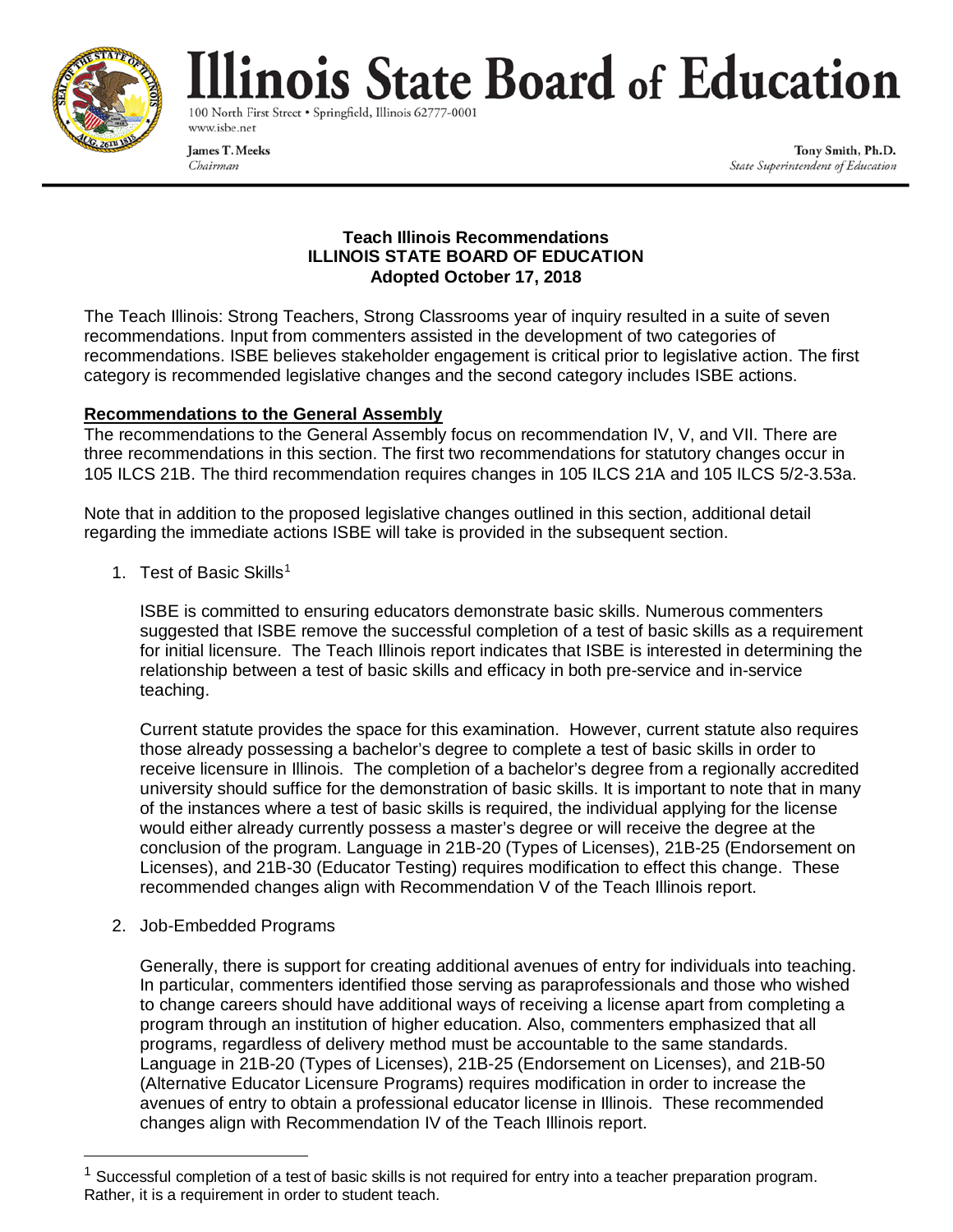# Illinois State Board of Education

100 North First Street • Springfield, Illinois 62777-0001
www.isbe.net

**James T. Meeks**
*Chairman*

**Tony Smith, Ph.D.**
*State Superintendent of Education*

---

**Teach Illinois Recommendations**
**ILLINOIS STATE BOARD OF EDUCATION**
**Adopted October 17, 2018**

The Teach Illinois: Strong Teachers, Strong Classrooms year of inquiry resulted in a suite of seven recommendations. Input from commenters assisted in the development of two categories of recommendations. ISBE believes stakeholder engagement is critical prior to legislative action. The first category is recommended legislative changes and the second category includes ISBE actions.

## Recommendations to the General Assembly

The recommendations to the General Assembly focus on recommendation IV, V, and VII. There are three recommendations in this section. The first two recommendations for statutory changes occur in 105 ILCS 21B. The third recommendation requires changes in 105 ILCS 21A and 105 ILCS 5/2-3.53a.

Note that in addition to the proposed legislative changes outlined in this section, additional detail regarding the immediate actions ISBE will take is provided in the subsequent section.

1. Test of Basic Skills[1]

   ISBE is committed to ensuring educators demonstrate basic skills. Numerous commenters suggested that ISBE remove the successful completion of a test of basic skills as a requirement for initial licensure. The Teach Illinois report indicates that ISBE is interested in determining the relationship between a test of basic skills and efficacy in both pre-service and in-service teaching.

   Current statute provides the space for this examination. However, current statute also requires those already possessing a bachelor's degree to complete a test of basic skills in order to receive licensure in Illinois. The completion of a bachelor's degree from a regionally accredited university should suffice for the demonstration of basic skills. It is important to note that in many of the instances where a test of basic skills is required, the individual applying for the license would either already currently possess a master's degree or will receive the degree at the conclusion of the program. Language in 21B-20 (Types of Licenses), 21B-25 (Endorsement on Licenses), and 21B-30 (Educator Testing) requires modification to effect this change. These recommended changes align with Recommendation V of the Teach Illinois report.

2. Job-Embedded Programs

   Generally, there is support for creating additional avenues of entry for individuals into teaching. In particular, commenters identified those serving as paraprofessionals and those who wished to change careers should have additional ways of receiving a license apart from completing a program through an institution of higher education. Also, commenters emphasized that all programs, regardless of delivery method must be accountable to the same standards. Language in 21B-20 (Types of Licenses), 21B-25 (Endorsement on Licenses), and 21B-50 (Alternative Educator Licensure Programs) requires modification in order to increase the avenues of entry to obtain a professional educator license in Illinois. These recommended changes align with Recommendation IV of the Teach Illinois report.

---

[1] Successful completion of a test of basic skills is not required for entry into a teacher preparation program. Rather, it is a requirement in order to student teach.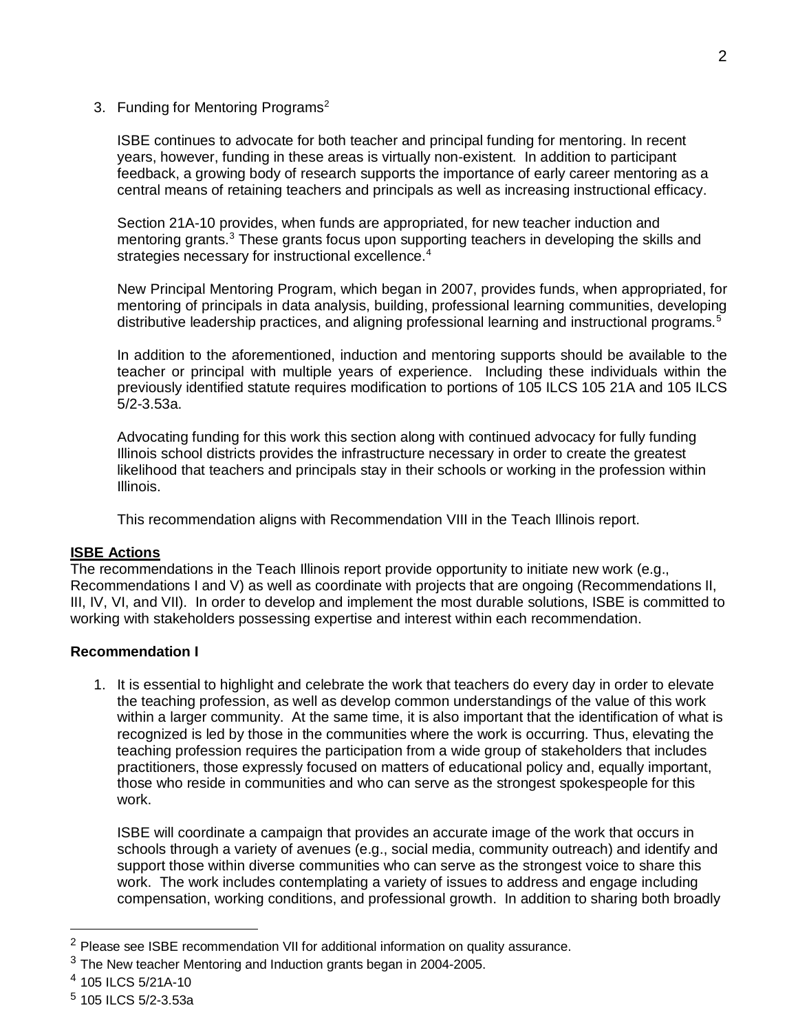3. Funding for Mentoring Programs[2]

   ISBE continues to advocate for both teacher and principal funding for mentoring. In recent years, however, funding in these areas is virtually non-existent. In addition to participant feedback, a growing body of research supports the importance of early career mentoring as a central means of retaining teachers and principals as well as increasing instructional efficacy.

   Section 21A-10 provides, when funds are appropriated, for new teacher induction and mentoring grants.[3] These grants focus upon supporting teachers in developing the skills and strategies necessary for instructional excellence.[4]

   New Principal Mentoring Program, which began in 2007, provides funds, when appropriated, for mentoring of principals in data analysis, building, professional learning communities, developing distributive leadership practices, and aligning professional learning and instructional programs.[5]

   In addition to the aforementioned, induction and mentoring supports should be available to the teacher or principal with multiple years of experience. Including these individuals within the previously identified statute requires modification to portions of 105 ILCS 105 21A and 105 ILCS 5/2-3.53a.

   Advocating funding for this work this section along with continued advocacy for fully funding Illinois school districts provides the infrastructure necessary in order to create the greatest likelihood that teachers and principals stay in their schools or working in the profession within Illinois.

   This recommendation aligns with Recommendation VIII in the Teach Illinois report.

**ISBE Actions**

The recommendations in the Teach Illinois report provide opportunity to initiate new work (e.g., Recommendations I and V) as well as coordinate with projects that are ongoing (Recommendations II, III, IV, VI, and VII). In order to develop and implement the most durable solutions, ISBE is committed to working with stakeholders possessing expertise and interest within each recommendation.

**Recommendation I**

1. It is essential to highlight and celebrate the work that teachers do every day in order to elevate the teaching profession, as well as develop common understandings of the value of this work within a larger community. At the same time, it is also important that the identification of what is recognized is led by those in the communities where the work is occurring. Thus, elevating the teaching profession requires the participation from a wide group of stakeholders that includes practitioners, those expressly focused on matters of educational policy and, equally important, those who reside in communities and who can serve as the strongest spokespeople for this work.

   ISBE will coordinate a campaign that provides an accurate image of the work that occurs in schools through a variety of avenues (e.g., social media, community outreach) and identify and support those within diverse communities who can serve as the strongest voice to share this work. The work includes contemplating a variety of issues to address and engage including compensation, working conditions, and professional growth. In addition to sharing both broadly

---

[2] Please see ISBE recommendation VII for additional information on quality assurance.

[3] The New teacher Mentoring and Induction grants began in 2004-2005.

[4] 105 ILCS 5/21A-10

[5] 105 ILCS 5/2-3.53a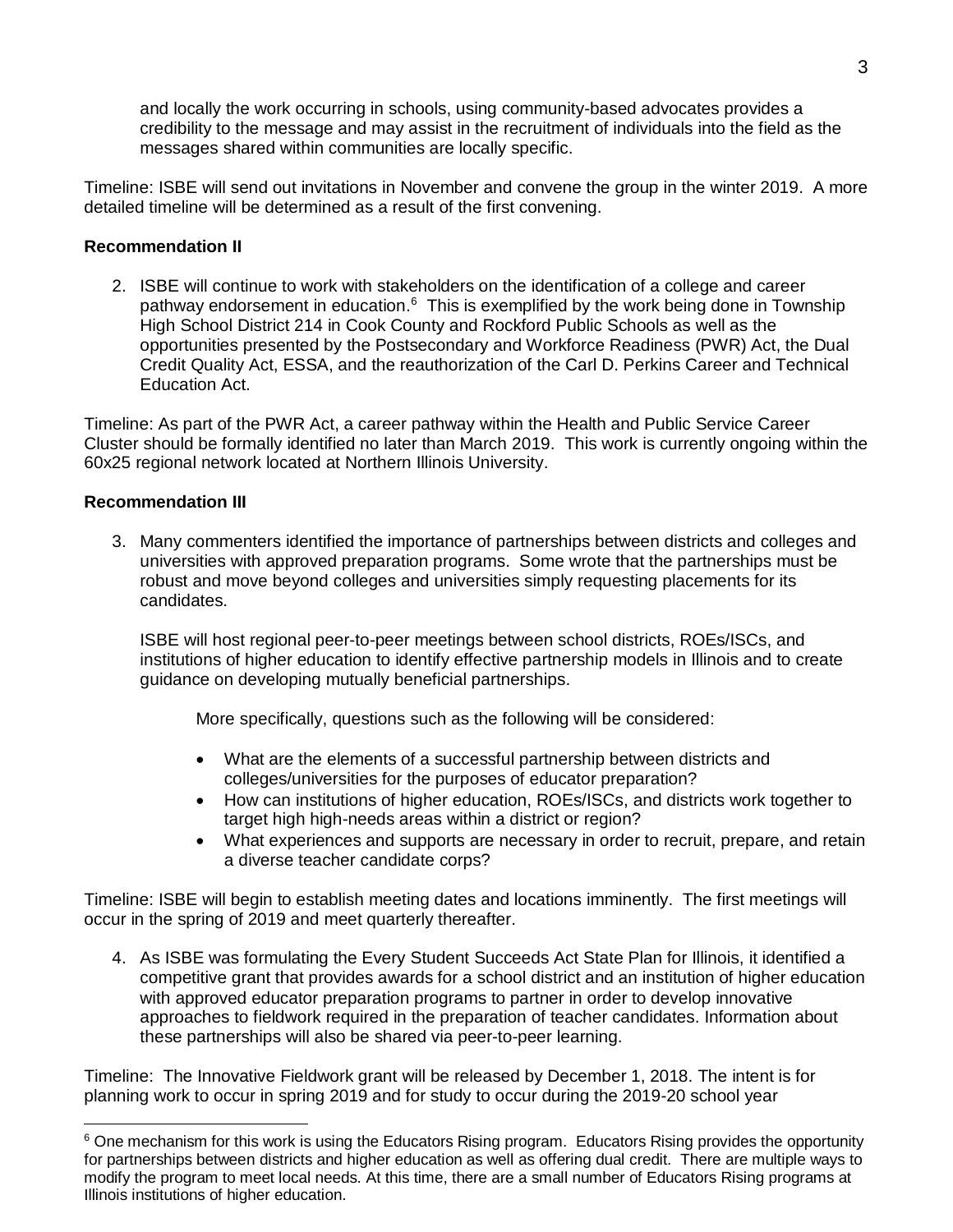and locally the work occurring in schools, using community-based advocates provides a credibility to the message and may assist in the recruitment of individuals into the field as the messages shared within communities are locally specific.

Timeline: ISBE will send out invitations in November and convene the group in the winter 2019. A more detailed timeline will be determined as a result of the first convening.

**Recommendation II**

2. ISBE will continue to work with stakeholders on the identification of a college and career pathway endorsement in education.[6] This is exemplified by the work being done in Township High School District 214 in Cook County and Rockford Public Schools as well as the opportunities presented by the Postsecondary and Workforce Readiness (PWR) Act, the Dual Credit Quality Act, ESSA, and the reauthorization of the Carl D. Perkins Career and Technical Education Act.

Timeline: As part of the PWR Act, a career pathway within the Health and Public Service Career Cluster should be formally identified no later than March 2019. This work is currently ongoing within the 60x25 regional network located at Northern Illinois University.

**Recommendation III**

3. Many commenters identified the importance of partnerships between districts and colleges and universities with approved preparation programs. Some wrote that the partnerships must be robust and move beyond colleges and universities simply requesting placements for its candidates.

   ISBE will host regional peer-to-peer meetings between school districts, ROEs/ISCs, and institutions of higher education to identify effective partnership models in Illinois and to create guidance on developing mutually beneficial partnerships.

   More specifically, questions such as the following will be considered:

   - What are the elements of a successful partnership between districts and colleges/universities for the purposes of educator preparation?
   - How can institutions of higher education, ROEs/ISCs, and districts work together to target high high-needs areas within a district or region?
   - What experiences and supports are necessary in order to recruit, prepare, and retain a diverse teacher candidate corps?

Timeline: ISBE will begin to establish meeting dates and locations imminently. The first meetings will occur in the spring of 2019 and meet quarterly thereafter.

4. As ISBE was formulating the Every Student Succeeds Act State Plan for Illinois, it identified a competitive grant that provides awards for a school district and an institution of higher education with approved educator preparation programs to partner in order to develop innovative approaches to fieldwork required in the preparation of teacher candidates. Information about these partnerships will also be shared via peer-to-peer learning.

Timeline: The Innovative Fieldwork grant will be released by December 1, 2018. The intent is for planning work to occur in spring 2019 and for study to occur during the 2019-20 school year

[6] One mechanism for this work is using the Educators Rising program. Educators Rising provides the opportunity for partnerships between districts and higher education as well as offering dual credit. There are multiple ways to modify the program to meet local needs. At this time, there are a small number of Educators Rising programs at Illinois institutions of higher education.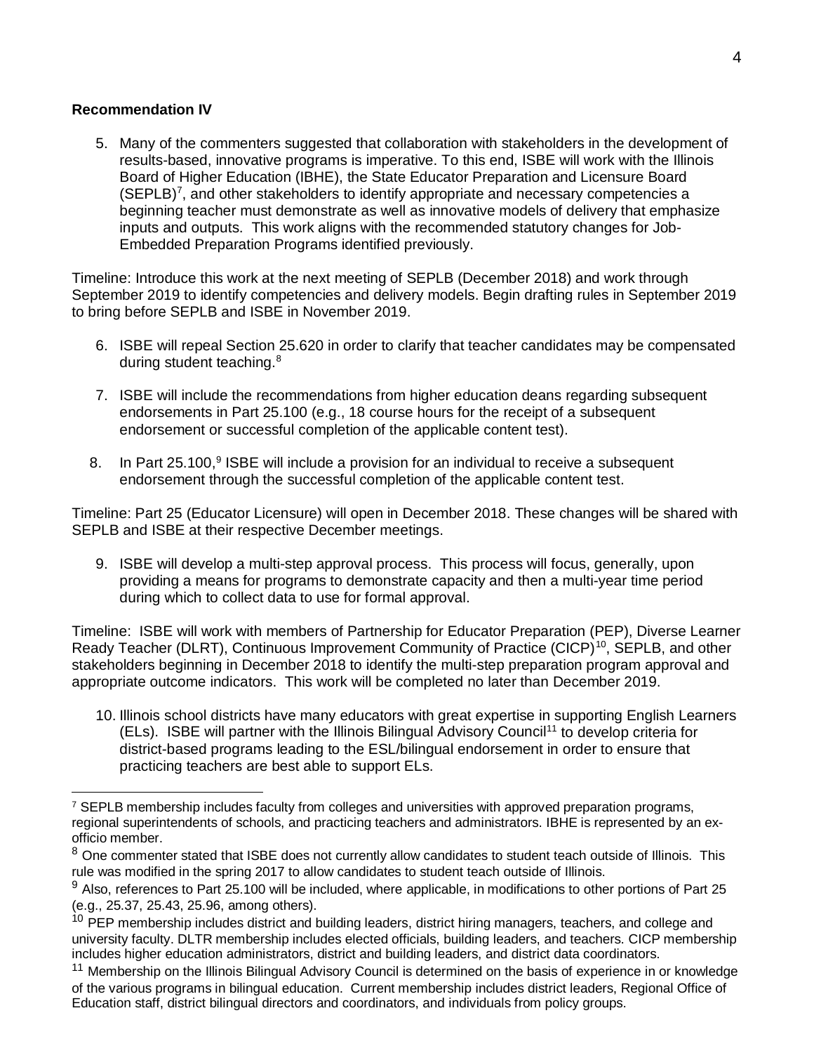**Recommendation IV**

5. Many of the commenters suggested that collaboration with stakeholders in the development of results-based, innovative programs is imperative. To this end, ISBE will work with the Illinois Board of Higher Education (IBHE), the State Educator Preparation and Licensure Board (SEPLB)[7], and other stakeholders to identify appropriate and necessary competencies a beginning teacher must demonstrate as well as innovative models of delivery that emphasize inputs and outputs. This work aligns with the recommended statutory changes for Job-Embedded Preparation Programs identified previously.

Timeline: Introduce this work at the next meeting of SEPLB (December 2018) and work through September 2019 to identify competencies and delivery models. Begin drafting rules in September 2019 to bring before SEPLB and ISBE in November 2019.

6. ISBE will repeal Section 25.620 in order to clarify that teacher candidates may be compensated during student teaching.[8]

7. ISBE will include the recommendations from higher education deans regarding subsequent endorsements in Part 25.100 (e.g., 18 course hours for the receipt of a subsequent endorsement or successful completion of the applicable content test).

8. In Part 25.100,[9] ISBE will include a provision for an individual to receive a subsequent endorsement through the successful completion of the applicable content test.

Timeline: Part 25 (Educator Licensure) will open in December 2018. These changes will be shared with SEPLB and ISBE at their respective December meetings.

9. ISBE will develop a multi-step approval process. This process will focus, generally, upon providing a means for programs to demonstrate capacity and then a multi-year time period during which to collect data to use for formal approval.

Timeline: ISBE will work with members of Partnership for Educator Preparation (PEP), Diverse Learner Ready Teacher (DLRT), Continuous Improvement Community of Practice (CICP)[10], SEPLB, and other stakeholders beginning in December 2018 to identify the multi-step preparation program approval and appropriate outcome indicators. This work will be completed no later than December 2019.

10. Illinois school districts have many educators with great expertise in supporting English Learners (ELs). ISBE will partner with the Illinois Bilingual Advisory Council[11] to develop criteria for district-based programs leading to the ESL/bilingual endorsement in order to ensure that practicing teachers are best able to support ELs.

---

[7] SEPLB membership includes faculty from colleges and universities with approved preparation programs, regional superintendents of schools, and practicing teachers and administrators. IBHE is represented by an ex-officio member.

[8] One commenter stated that ISBE does not currently allow candidates to student teach outside of Illinois. This rule was modified in the spring 2017 to allow candidates to student teach outside of Illinois.

[9] Also, references to Part 25.100 will be included, where applicable, in modifications to other portions of Part 25 (e.g., 25.37, 25.43, 25.96, among others).

[10] PEP membership includes district and building leaders, district hiring managers, teachers, and college and university faculty. DLTR membership includes elected officials, building leaders, and teachers. CICP membership includes higher education administrators, district and building leaders, and district data coordinators.

[11] Membership on the Illinois Bilingual Advisory Council is determined on the basis of experience in or knowledge of the various programs in bilingual education. Current membership includes district leaders, Regional Office of Education staff, district bilingual directors and coordinators, and individuals from policy groups.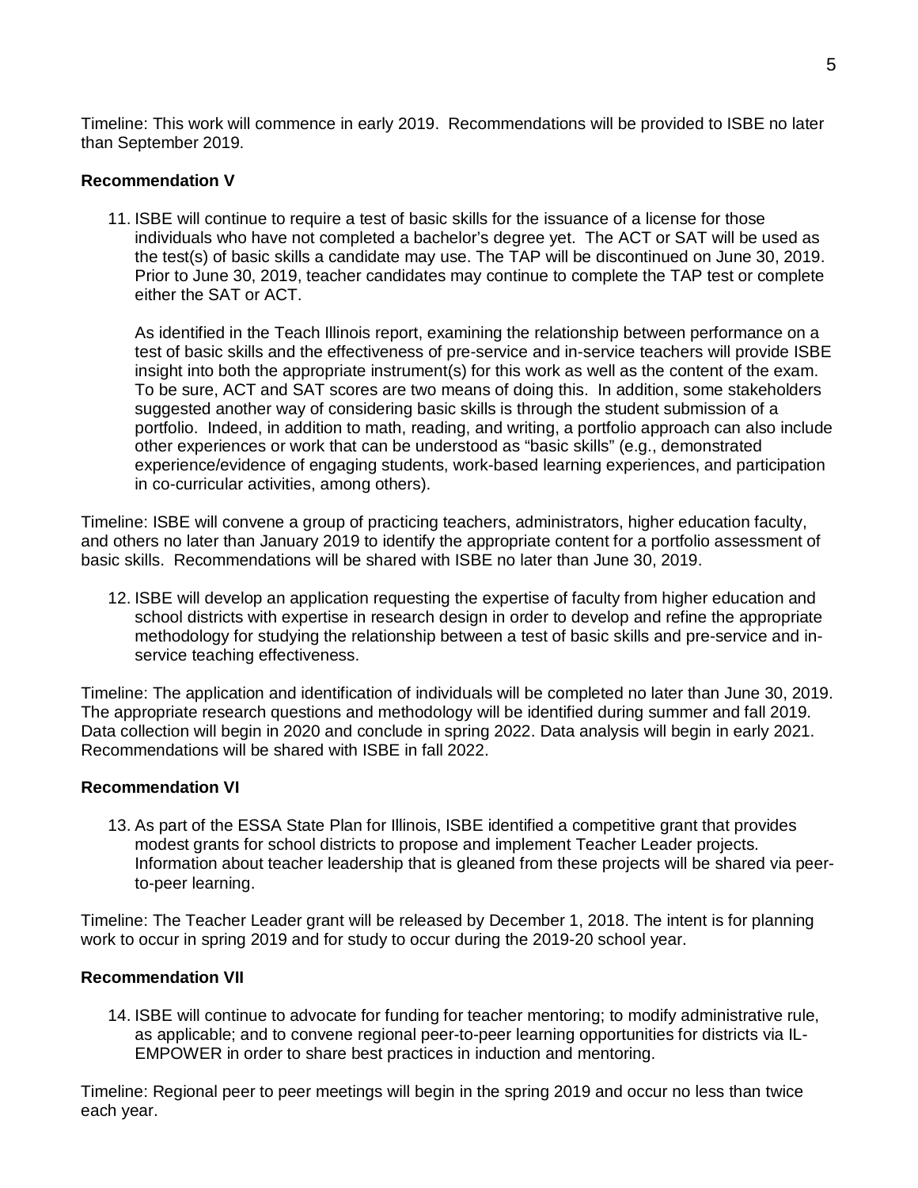Timeline: This work will commence in early 2019. Recommendations will be provided to ISBE no later than September 2019.

**Recommendation V**

11. ISBE will continue to require a test of basic skills for the issuance of a license for those individuals who have not completed a bachelor's degree yet. The ACT or SAT will be used as the test(s) of basic skills a candidate may use. The TAP will be discontinued on June 30, 2019. Prior to June 30, 2019, teacher candidates may continue to complete the TAP test or complete either the SAT or ACT.

    As identified in the Teach Illinois report, examining the relationship between performance on a test of basic skills and the effectiveness of pre-service and in-service teachers will provide ISBE insight into both the appropriate instrument(s) for this work as well as the content of the exam. To be sure, ACT and SAT scores are two means of doing this. In addition, some stakeholders suggested another way of considering basic skills is through the student submission of a portfolio. Indeed, in addition to math, reading, and writing, a portfolio approach can also include other experiences or work that can be understood as "basic skills" (e.g., demonstrated experience/evidence of engaging students, work-based learning experiences, and participation in co-curricular activities, among others).

Timeline: ISBE will convene a group of practicing teachers, administrators, higher education faculty, and others no later than January 2019 to identify the appropriate content for a portfolio assessment of basic skills. Recommendations will be shared with ISBE no later than June 30, 2019.

12. ISBE will develop an application requesting the expertise of faculty from higher education and school districts with expertise in research design in order to develop and refine the appropriate methodology for studying the relationship between a test of basic skills and pre-service and in-service teaching effectiveness.

Timeline: The application and identification of individuals will be completed no later than June 30, 2019. The appropriate research questions and methodology will be identified during summer and fall 2019. Data collection will begin in 2020 and conclude in spring 2022. Data analysis will begin in early 2021. Recommendations will be shared with ISBE in fall 2022.

**Recommendation VI**

13. As part of the ESSA State Plan for Illinois, ISBE identified a competitive grant that provides modest grants for school districts to propose and implement Teacher Leader projects. Information about teacher leadership that is gleaned from these projects will be shared via peer-to-peer learning.

Timeline: The Teacher Leader grant will be released by December 1, 2018. The intent is for planning work to occur in spring 2019 and for study to occur during the 2019-20 school year.

**Recommendation VII**

14. ISBE will continue to advocate for funding for teacher mentoring; to modify administrative rule, as applicable; and to convene regional peer-to-peer learning opportunities for districts via IL-EMPOWER in order to share best practices in induction and mentoring.

Timeline: Regional peer to peer meetings will begin in the spring 2019 and occur no less than twice each year.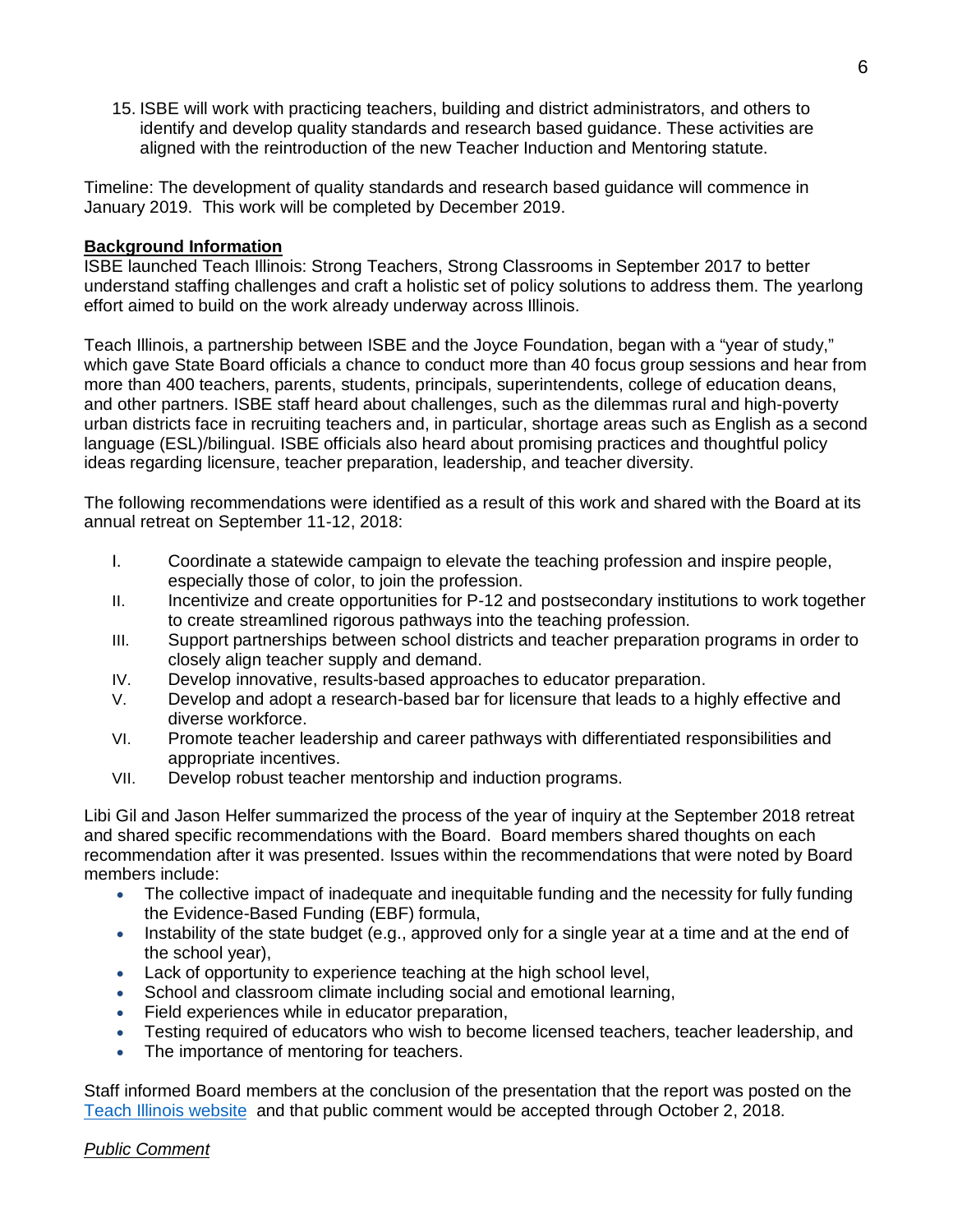15. ISBE will work with practicing teachers, building and district administrators, and others to identify and develop quality standards and research based guidance. These activities are aligned with the reintroduction of the new Teacher Induction and Mentoring statute.

Timeline: The development of quality standards and research based guidance will commence in January 2019. This work will be completed by December 2019.

**Background Information**

ISBE launched Teach Illinois: Strong Teachers, Strong Classrooms in September 2017 to better understand staffing challenges and craft a holistic set of policy solutions to address them. The yearlong effort aimed to build on the work already underway across Illinois.

Teach Illinois, a partnership between ISBE and the Joyce Foundation, began with a "year of study," which gave State Board officials a chance to conduct more than 40 focus group sessions and hear from more than 400 teachers, parents, students, principals, superintendents, college of education deans, and other partners. ISBE staff heard about challenges, such as the dilemmas rural and high-poverty urban districts face in recruiting teachers and, in particular, shortage areas such as English as a second language (ESL)/bilingual. ISBE officials also heard about promising practices and thoughtful policy ideas regarding licensure, teacher preparation, leadership, and teacher diversity.

The following recommendations were identified as a result of this work and shared with the Board at its annual retreat on September 11-12, 2018:

I. Coordinate a statewide campaign to elevate the teaching profession and inspire people, especially those of color, to join the profession.
II. Incentivize and create opportunities for P-12 and postsecondary institutions to work together to create streamlined rigorous pathways into the teaching profession.
III. Support partnerships between school districts and teacher preparation programs in order to closely align teacher supply and demand.
IV. Develop innovative, results-based approaches to educator preparation.
V. Develop and adopt a research-based bar for licensure that leads to a highly effective and diverse workforce.
VI. Promote teacher leadership and career pathways with differentiated responsibilities and appropriate incentives.
VII. Develop robust teacher mentorship and induction programs.

Libi Gil and Jason Helfer summarized the process of the year of inquiry at the September 2018 retreat and shared specific recommendations with the Board. Board members shared thoughts on each recommendation after it was presented. Issues within the recommendations that were noted by Board members include:

- The collective impact of inadequate and inequitable funding and the necessity for fully funding the Evidence-Based Funding (EBF) formula,
- Instability of the state budget (e.g., approved only for a single year at a time and at the end of the school year),
- Lack of opportunity to experience teaching at the high school level,
- School and classroom climate including social and emotional learning,
- Field experiences while in educator preparation,
- Testing required of educators who wish to become licensed teachers, teacher leadership, and
- The importance of mentoring for teachers.

Staff informed Board members at the conclusion of the presentation that the report was posted on the Teach Illinois website and that public comment would be accepted through October 2, 2018.

*Public Comment*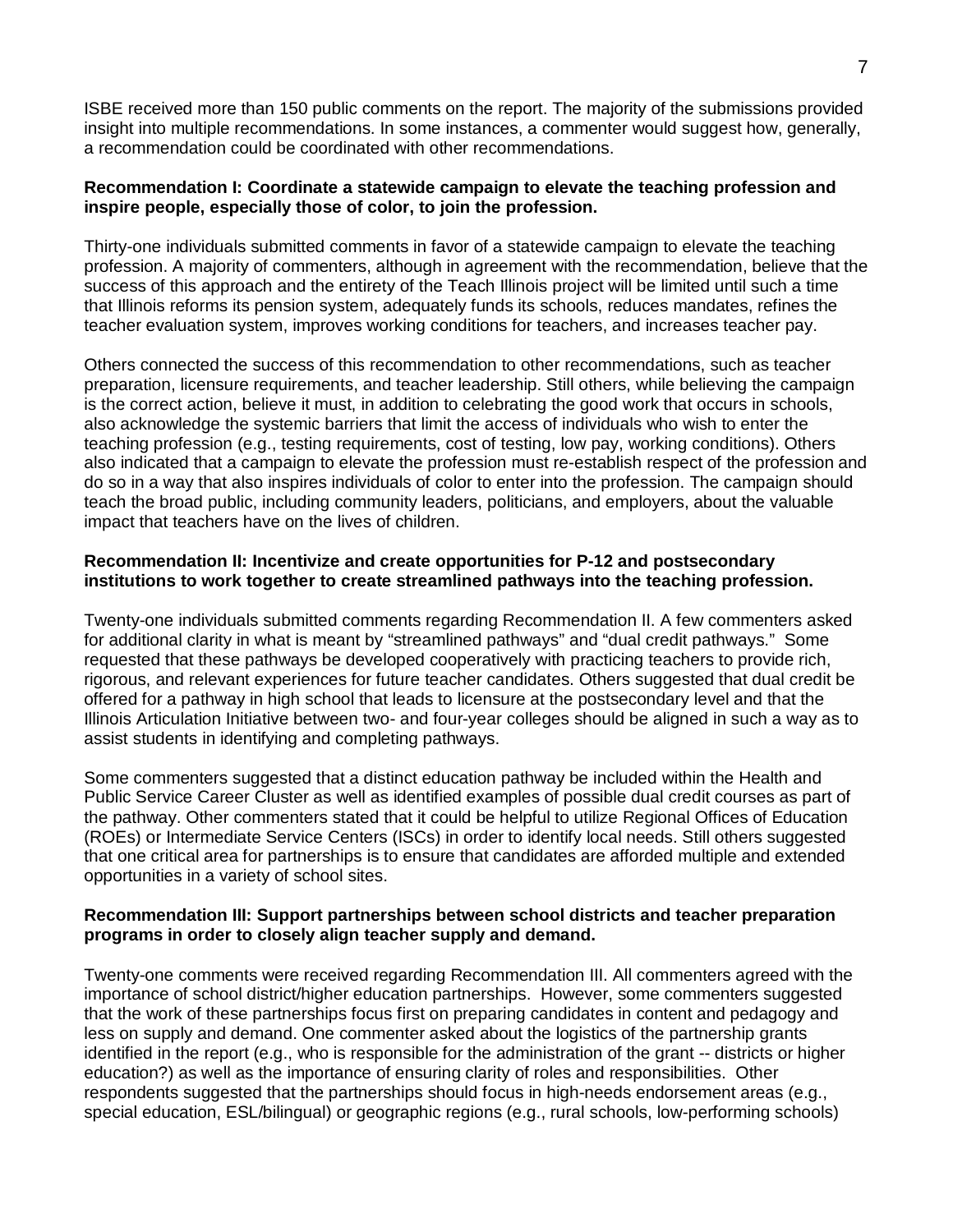ISBE received more than 150 public comments on the report. The majority of the submissions provided insight into multiple recommendations. In some instances, a commenter would suggest how, generally, a recommendation could be coordinated with other recommendations.

**Recommendation I: Coordinate a statewide campaign to elevate the teaching profession and inspire people, especially those of color, to join the profession.**

Thirty-one individuals submitted comments in favor of a statewide campaign to elevate the teaching profession. A majority of commenters, although in agreement with the recommendation, believe that the success of this approach and the entirety of the Teach Illinois project will be limited until such a time that Illinois reforms its pension system, adequately funds its schools, reduces mandates, refines the teacher evaluation system, improves working conditions for teachers, and increases teacher pay.

Others connected the success of this recommendation to other recommendations, such as teacher preparation, licensure requirements, and teacher leadership. Still others, while believing the campaign is the correct action, believe it must, in addition to celebrating the good work that occurs in schools, also acknowledge the systemic barriers that limit the access of individuals who wish to enter the teaching profession (e.g., testing requirements, cost of testing, low pay, working conditions). Others also indicated that a campaign to elevate the profession must re-establish respect of the profession and do so in a way that also inspires individuals of color to enter into the profession. The campaign should teach the broad public, including community leaders, politicians, and employers, about the valuable impact that teachers have on the lives of children.

**Recommendation II: Incentivize and create opportunities for P-12 and postsecondary institutions to work together to create streamlined pathways into the teaching profession.**

Twenty-one individuals submitted comments regarding Recommendation II. A few commenters asked for additional clarity in what is meant by "streamlined pathways" and "dual credit pathways." Some requested that these pathways be developed cooperatively with practicing teachers to provide rich, rigorous, and relevant experiences for future teacher candidates. Others suggested that dual credit be offered for a pathway in high school that leads to licensure at the postsecondary level and that the Illinois Articulation Initiative between two- and four-year colleges should be aligned in such a way as to assist students in identifying and completing pathways.

Some commenters suggested that a distinct education pathway be included within the Health and Public Service Career Cluster as well as identified examples of possible dual credit courses as part of the pathway. Other commenters stated that it could be helpful to utilize Regional Offices of Education (ROEs) or Intermediate Service Centers (ISCs) in order to identify local needs. Still others suggested that one critical area for partnerships is to ensure that candidates are afforded multiple and extended opportunities in a variety of school sites.

**Recommendation III: Support partnerships between school districts and teacher preparation programs in order to closely align teacher supply and demand.**

Twenty-one comments were received regarding Recommendation III. All commenters agreed with the importance of school district/higher education partnerships. However, some commenters suggested that the work of these partnerships focus first on preparing candidates in content and pedagogy and less on supply and demand. One commenter asked about the logistics of the partnership grants identified in the report (e.g., who is responsible for the administration of the grant -- districts or higher education?) as well as the importance of ensuring clarity of roles and responsibilities. Other respondents suggested that the partnerships should focus in high-needs endorsement areas (e.g., special education, ESL/bilingual) or geographic regions (e.g., rural schools, low-performing schools)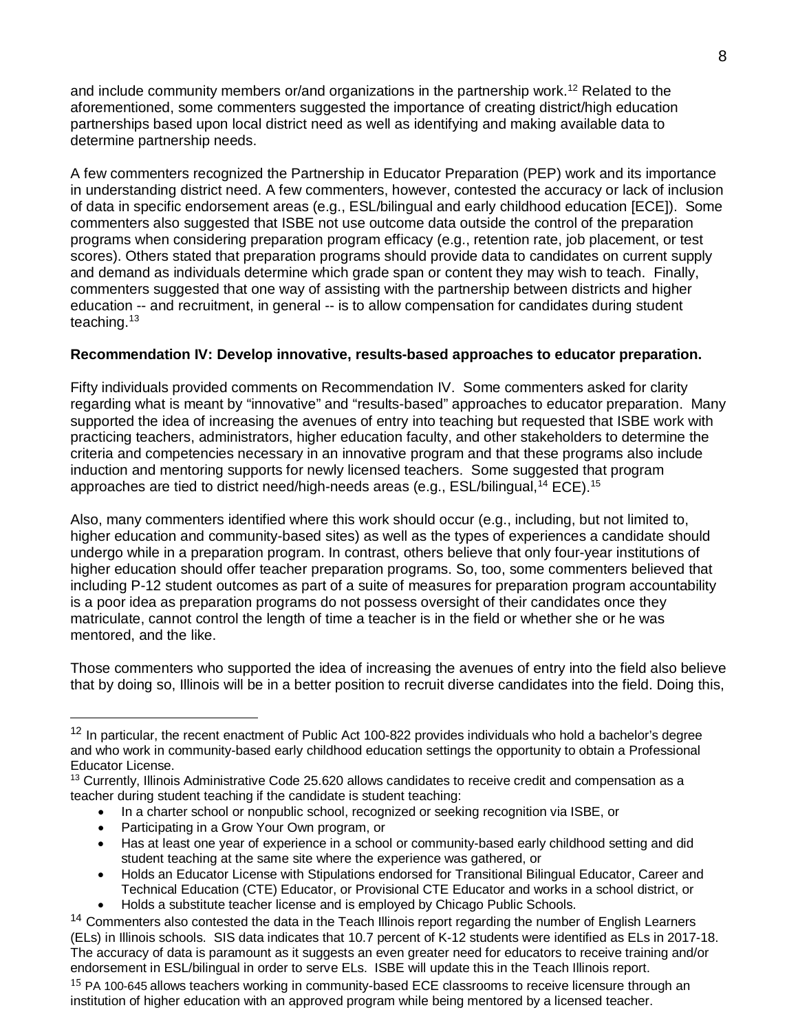and include community members or/and organizations in the partnership work.[12] Related to the aforementioned, some commenters suggested the importance of creating district/high education partnerships based upon local district need as well as identifying and making available data to determine partnership needs.

A few commenters recognized the Partnership in Educator Preparation (PEP) work and its importance in understanding district need. A few commenters, however, contested the accuracy or lack of inclusion of data in specific endorsement areas (e.g., ESL/bilingual and early childhood education [ECE]). Some commenters also suggested that ISBE not use outcome data outside the control of the preparation programs when considering preparation program efficacy (e.g., retention rate, job placement, or test scores). Others stated that preparation programs should provide data to candidates on current supply and demand as individuals determine which grade span or content they may wish to teach. Finally, commenters suggested that one way of assisting with the partnership between districts and higher education -- and recruitment, in general -- is to allow compensation for candidates during student teaching.[13]

**Recommendation IV: Develop innovative, results-based approaches to educator preparation.**

Fifty individuals provided comments on Recommendation IV. Some commenters asked for clarity regarding what is meant by "innovative" and "results-based" approaches to educator preparation. Many supported the idea of increasing the avenues of entry into teaching but requested that ISBE work with practicing teachers, administrators, higher education faculty, and other stakeholders to determine the criteria and competencies necessary in an innovative program and that these programs also include induction and mentoring supports for newly licensed teachers. Some suggested that program approaches are tied to district need/high-needs areas (e.g., ESL/bilingual,[14] ECE).[15]

Also, many commenters identified where this work should occur (e.g., including, but not limited to, higher education and community-based sites) as well as the types of experiences a candidate should undergo while in a preparation program. In contrast, others believe that only four-year institutions of higher education should offer teacher preparation programs. So, too, some commenters believed that including P-12 student outcomes as part of a suite of measures for preparation program accountability is a poor idea as preparation programs do not possess oversight of their candidates once they matriculate, cannot control the length of time a teacher is in the field or whether she or he was mentored, and the like.

Those commenters who supported the idea of increasing the avenues of entry into the field also believe that by doing so, Illinois will be in a better position to recruit diverse candidates into the field. Doing this,

---

[12] In particular, the recent enactment of Public Act 100-822 provides individuals who hold a bachelor's degree and who work in community-based early childhood education settings the opportunity to obtain a Professional Educator License.

[13] Currently, Illinois Administrative Code 25.620 allows candidates to receive credit and compensation as a teacher during student teaching if the candidate is student teaching:

- In a charter school or nonpublic school, recognized or seeking recognition via ISBE, or
- Participating in a Grow Your Own program, or
- Has at least one year of experience in a school or community-based early childhood setting and did student teaching at the same site where the experience was gathered, or
- Holds an Educator License with Stipulations endorsed for Transitional Bilingual Educator, Career and Technical Education (CTE) Educator, or Provisional CTE Educator and works in a school district, or
- Holds a substitute teacher license and is employed by Chicago Public Schools.

[14] Commenters also contested the data in the Teach Illinois report regarding the number of English Learners (ELs) in Illinois schools. SIS data indicates that 10.7 percent of K-12 students were identified as ELs in 2017-18. The accuracy of data is paramount as it suggests an even greater need for educators to receive training and/or endorsement in ESL/bilingual in order to serve ELs. ISBE will update this in the Teach Illinois report.

[15] PA 100-645 allows teachers working in community-based ECE classrooms to receive licensure through an institution of higher education with an approved program while being mentored by a licensed teacher.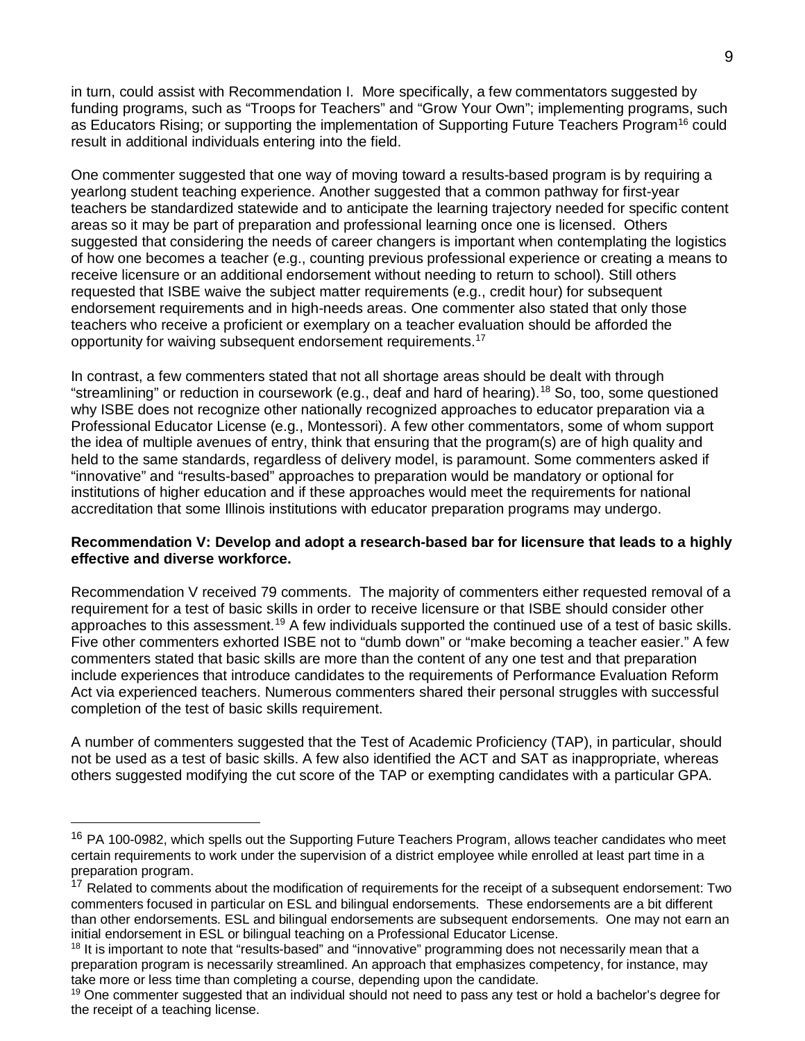in turn, could assist with Recommendation I. More specifically, a few commentators suggested by funding programs, such as "Troops for Teachers" and "Grow Your Own"; implementing programs, such as Educators Rising; or supporting the implementation of Supporting Future Teachers Program[16] could result in additional individuals entering into the field.

One commenter suggested that one way of moving toward a results-based program is by requiring a yearlong student teaching experience. Another suggested that a common pathway for first-year teachers be standardized statewide and to anticipate the learning trajectory needed for specific content areas so it may be part of preparation and professional learning once one is licensed. Others suggested that considering the needs of career changers is important when contemplating the logistics of how one becomes a teacher (e.g., counting previous professional experience or creating a means to receive licensure or an additional endorsement without needing to return to school). Still others requested that ISBE waive the subject matter requirements (e.g., credit hour) for subsequent endorsement requirements and in high-needs areas. One commenter also stated that only those teachers who receive a proficient or exemplary on a teacher evaluation should be afforded the opportunity for waiving subsequent endorsement requirements.[17]

In contrast, a few commenters stated that not all shortage areas should be dealt with through "streamlining" or reduction in coursework (e.g., deaf and hard of hearing).[18] So, too, some questioned why ISBE does not recognize other nationally recognized approaches to educator preparation via a Professional Educator License (e.g., Montessori). A few other commentators, some of whom support the idea of multiple avenues of entry, think that ensuring that the program(s) are of high quality and held to the same standards, regardless of delivery model, is paramount. Some commenters asked if "innovative" and "results-based" approaches to preparation would be mandatory or optional for institutions of higher education and if these approaches would meet the requirements for national accreditation that some Illinois institutions with educator preparation programs may undergo.

**Recommendation V: Develop and adopt a research-based bar for licensure that leads to a highly effective and diverse workforce.**

Recommendation V received 79 comments. The majority of commenters either requested removal of a requirement for a test of basic skills in order to receive licensure or that ISBE should consider other approaches to this assessment.[19] A few individuals supported the continued use of a test of basic skills. Five other commenters exhorted ISBE not to "dumb down" or "make becoming a teacher easier." A few commenters stated that basic skills are more than the content of any one test and that preparation include experiences that introduce candidates to the requirements of Performance Evaluation Reform Act via experienced teachers. Numerous commenters shared their personal struggles with successful completion of the test of basic skills requirement.

A number of commenters suggested that the Test of Academic Proficiency (TAP), in particular, should not be used as a test of basic skills. A few also identified the ACT and SAT as inappropriate, whereas others suggested modifying the cut score of the TAP or exempting candidates with a particular GPA.

---

[16] PA 100-0982, which spells out the Supporting Future Teachers Program, allows teacher candidates who meet certain requirements to work under the supervision of a district employee while enrolled at least part time in a preparation program.

[17] Related to comments about the modification of requirements for the receipt of a subsequent endorsement: Two commenters focused in particular on ESL and bilingual endorsements. These endorsements are a bit different than other endorsements. ESL and bilingual endorsements are subsequent endorsements. One may not earn an initial endorsement in ESL or bilingual teaching on a Professional Educator License.

[18] It is important to note that "results-based" and "innovative" programming does not necessarily mean that a preparation program is necessarily streamlined. An approach that emphasizes competency, for instance, may take more or less time than completing a course, depending upon the candidate.

[19] One commenter suggested that an individual should not need to pass any test or hold a bachelor's degree for the receipt of a teaching license.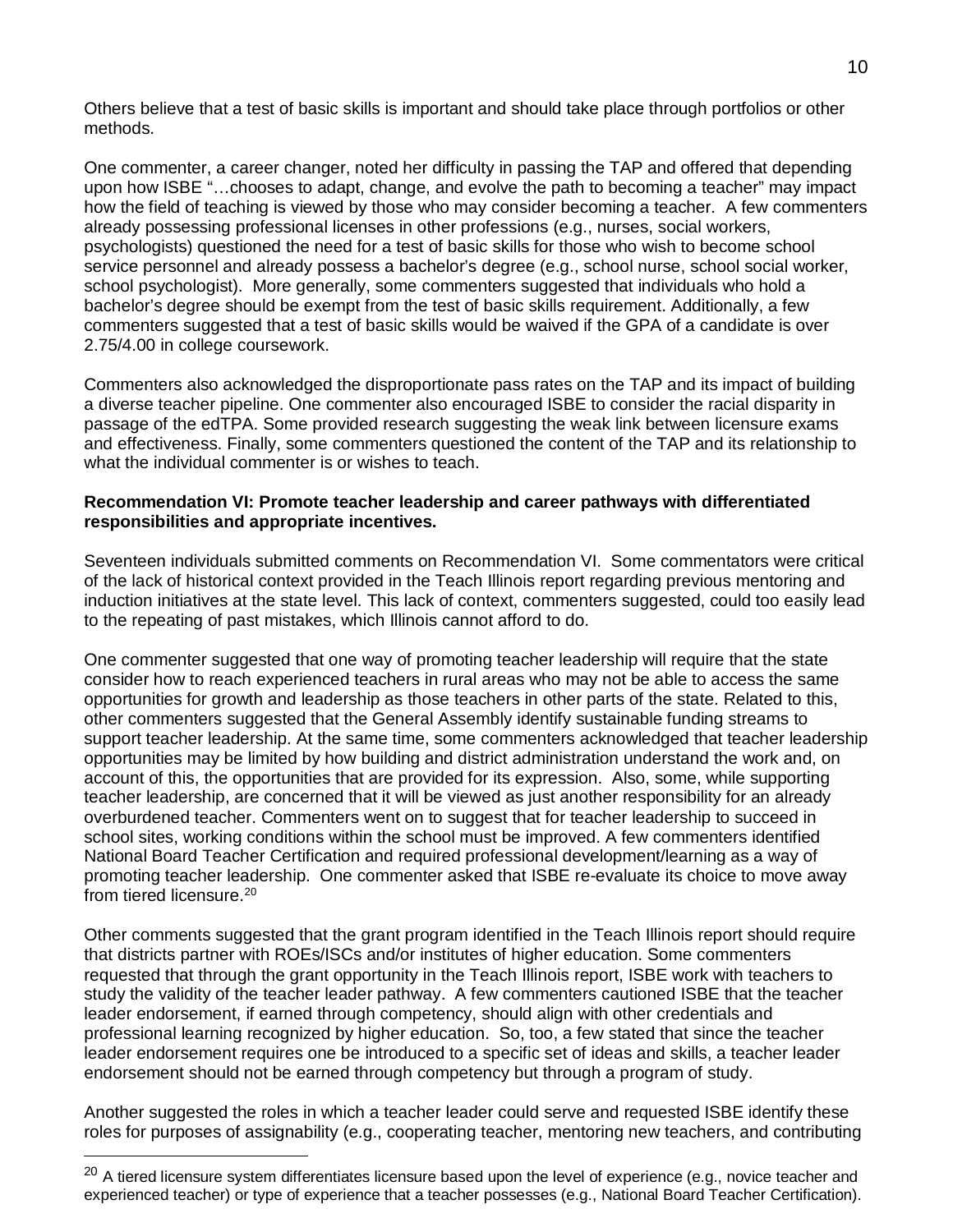Others believe that a test of basic skills is important and should take place through portfolios or other methods.

One commenter, a career changer, noted her difficulty in passing the TAP and offered that depending upon how ISBE "…chooses to adapt, change, and evolve the path to becoming a teacher" may impact how the field of teaching is viewed by those who may consider becoming a teacher. A few commenters already possessing professional licenses in other professions (e.g., nurses, social workers, psychologists) questioned the need for a test of basic skills for those who wish to become school service personnel and already possess a bachelor's degree (e.g., school nurse, school social worker, school psychologist). More generally, some commenters suggested that individuals who hold a bachelor's degree should be exempt from the test of basic skills requirement. Additionally, a few commenters suggested that a test of basic skills would be waived if the GPA of a candidate is over 2.75/4.00 in college coursework.

Commenters also acknowledged the disproportionate pass rates on the TAP and its impact of building a diverse teacher pipeline. One commenter also encouraged ISBE to consider the racial disparity in passage of the edTPA. Some provided research suggesting the weak link between licensure exams and effectiveness. Finally, some commenters questioned the content of the TAP and its relationship to what the individual commenter is or wishes to teach.

**Recommendation VI: Promote teacher leadership and career pathways with differentiated responsibilities and appropriate incentives.**

Seventeen individuals submitted comments on Recommendation VI. Some commentators were critical of the lack of historical context provided in the Teach Illinois report regarding previous mentoring and induction initiatives at the state level. This lack of context, commenters suggested, could too easily lead to the repeating of past mistakes, which Illinois cannot afford to do.

One commenter suggested that one way of promoting teacher leadership will require that the state consider how to reach experienced teachers in rural areas who may not be able to access the same opportunities for growth and leadership as those teachers in other parts of the state. Related to this, other commenters suggested that the General Assembly identify sustainable funding streams to support teacher leadership. At the same time, some commenters acknowledged that teacher leadership opportunities may be limited by how building and district administration understand the work and, on account of this, the opportunities that are provided for its expression. Also, some, while supporting teacher leadership, are concerned that it will be viewed as just another responsibility for an already overburdened teacher. Commenters went on to suggest that for teacher leadership to succeed in school sites, working conditions within the school must be improved. A few commenters identified National Board Teacher Certification and required professional development/learning as a way of promoting teacher leadership. One commenter asked that ISBE re-evaluate its choice to move away from tiered licensure.[20]

Other comments suggested that the grant program identified in the Teach Illinois report should require that districts partner with ROEs/ISCs and/or institutes of higher education. Some commenters requested that through the grant opportunity in the Teach Illinois report, ISBE work with teachers to study the validity of the teacher leader pathway. A few commenters cautioned ISBE that the teacher leader endorsement, if earned through competency, should align with other credentials and professional learning recognized by higher education. So, too, a few stated that since the teacher leader endorsement requires one be introduced to a specific set of ideas and skills, a teacher leader endorsement should not be earned through competency but through a program of study.

Another suggested the roles in which a teacher leader could serve and requested ISBE identify these roles for purposes of assignability (e.g., cooperating teacher, mentoring new teachers, and contributing

[20] A tiered licensure system differentiates licensure based upon the level of experience (e.g., novice teacher and experienced teacher) or type of experience that a teacher possesses (e.g., National Board Teacher Certification).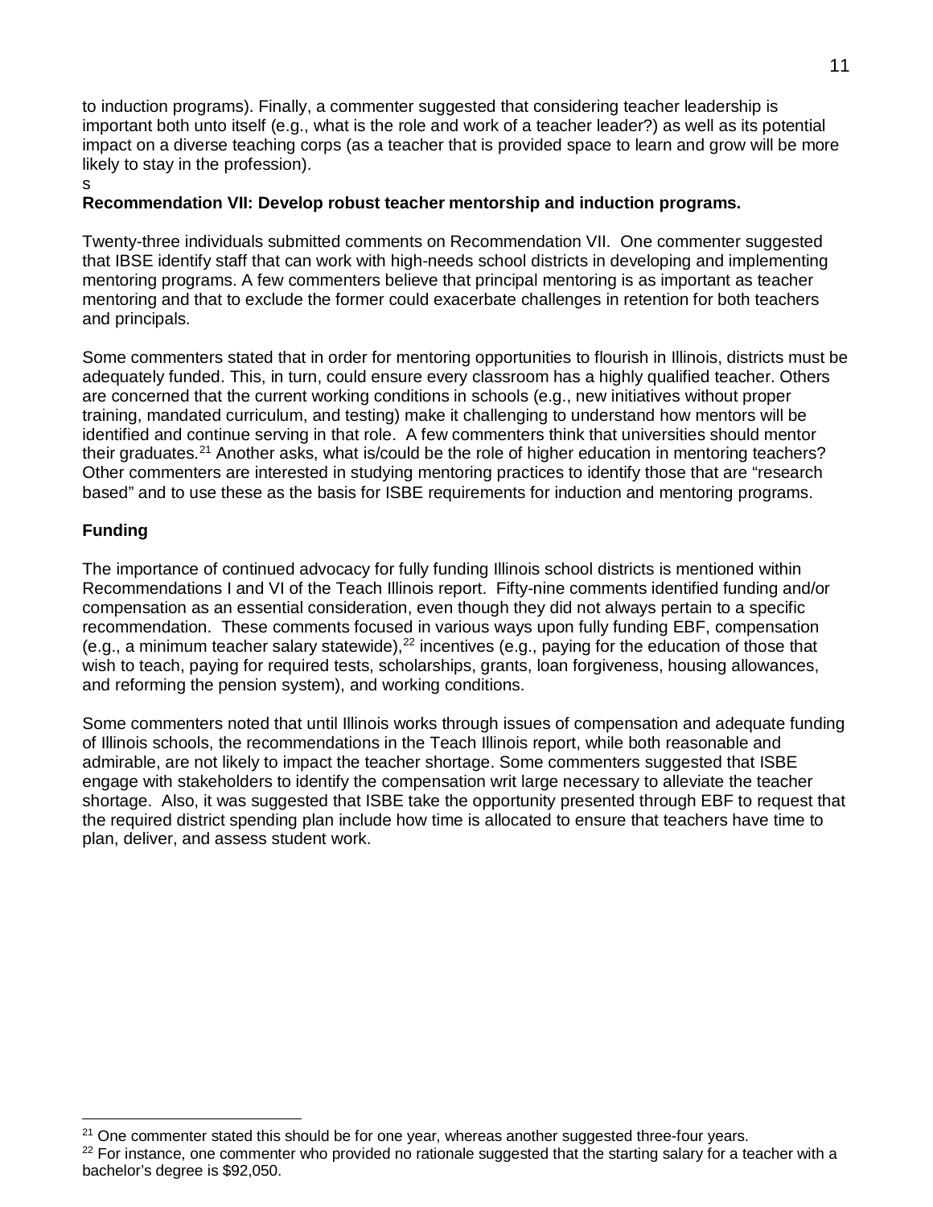to induction programs). Finally, a commenter suggested that considering teacher leadership is important both unto itself (e.g., what is the role and work of a teacher leader?) as well as its potential impact on a diverse teaching corps (as a teacher that is provided space to learn and grow will be more likely to stay in the profession).
s

**Recommendation VII: Develop robust teacher mentorship and induction programs.**

Twenty-three individuals submitted comments on Recommendation VII. One commenter suggested that IBSE identify staff that can work with high-needs school districts in developing and implementing mentoring programs. A few commenters believe that principal mentoring is as important as teacher mentoring and that to exclude the former could exacerbate challenges in retention for both teachers and principals.

Some commenters stated that in order for mentoring opportunities to flourish in Illinois, districts must be adequately funded. This, in turn, could ensure every classroom has a highly qualified teacher. Others are concerned that the current working conditions in schools (e.g., new initiatives without proper training, mandated curriculum, and testing) make it challenging to understand how mentors will be identified and continue serving in that role. A few commenters think that universities should mentor their graduates.[21] Another asks, what is/could be the role of higher education in mentoring teachers? Other commenters are interested in studying mentoring practices to identify those that are "research based" and to use these as the basis for ISBE requirements for induction and mentoring programs.

**Funding**

The importance of continued advocacy for fully funding Illinois school districts is mentioned within Recommendations I and VI of the Teach Illinois report. Fifty-nine comments identified funding and/or compensation as an essential consideration, even though they did not always pertain to a specific recommendation. These comments focused in various ways upon fully funding EBF, compensation (e.g., a minimum teacher salary statewide),[22] incentives (e.g., paying for the education of those that wish to teach, paying for required tests, scholarships, grants, loan forgiveness, housing allowances, and reforming the pension system), and working conditions.

Some commenters noted that until Illinois works through issues of compensation and adequate funding of Illinois schools, the recommendations in the Teach Illinois report, while both reasonable and admirable, are not likely to impact the teacher shortage. Some commenters suggested that ISBE engage with stakeholders to identify the compensation writ large necessary to alleviate the teacher shortage. Also, it was suggested that ISBE take the opportunity presented through EBF to request that the required district spending plan include how time is allocated to ensure that teachers have time to plan, deliver, and assess student work.

---

[21] One commenter stated this should be for one year, whereas another suggested three-four years.

[22] For instance, one commenter who provided no rationale suggested that the starting salary for a teacher with a bachelor's degree is $92,050.